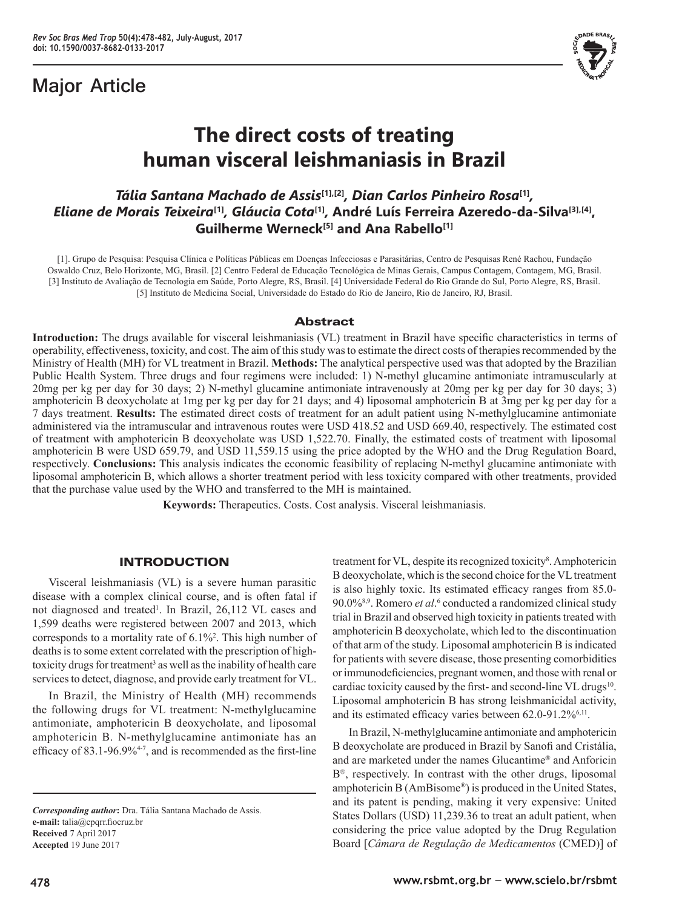## Major Article

# The direct costs of treating human visceral leishmaniasis in Brazil

***Tália Santana Machado de Assis*[1],[2], *Dian Carlos Pinheiro Rosa*[1], *Eliane de Morais Teixeira*[1], *Gláucia Cota*[1], André Luís Ferreira Azeredo-da-Silva[3],[4], Guilherme Werneck[5] and Ana Rabello[1]**

[1]. Grupo de Pesquisa: Pesquisa Clínica e Políticas Públicas em Doenças Infecciosas e Parasitárias, Centro de Pesquisas René Rachou, Fundação Oswaldo Cruz, Belo Horizonte, MG, Brasil. [2] Centro Federal de Educação Tecnológica de Minas Gerais, Campus Contagem, Contagem, MG, Brasil. [3] Instituto de Avaliação de Tecnologia em Saúde, Porto Alegre, RS, Brasil. [4] Universidade Federal do Rio Grande do Sul, Porto Alegre, RS, Brasil. [5] Instituto de Medicina Social, Universidade do Estado do Rio de Janeiro, Rio de Janeiro, RJ, Brasil.

## Abstract

**Introduction:** The drugs available for visceral leishmaniasis (VL) treatment in Brazil have specific characteristics in terms of operability, effectiveness, toxicity, and cost. The aim of this study was to estimate the direct costs of therapies recommended by the Ministry of Health (MH) for VL treatment in Brazil. **Methods:** The analytical perspective used was that adopted by the Brazilian Public Health System. Three drugs and four regimens were included: 1) N-methyl glucamine antimoniate intramuscularly at 20mg per kg per day for 30 days; 2) N-methyl glucamine antimoniate intravenously at 20mg per kg per day for 30 days; 3) amphotericin B deoxycholate at 1mg per kg per day for 21 days; and 4) liposomal amphotericin B at 3mg per kg per day for a 7 days treatment. **Results:** The estimated direct costs of treatment for an adult patient using N-methylglucamine antimoniate administered via the intramuscular and intravenous routes were USD 418.52 and USD 669.40, respectively. The estimated cost of treatment with amphotericin B deoxycholate was USD 1,522.70. Finally, the estimated costs of treatment with liposomal amphotericin B were USD 659.79, and USD 11,559.15 using the price adopted by the WHO and the Drug Regulation Board, respectively. **Conclusions:** This analysis indicates the economic feasibility of replacing N-methyl glucamine antimoniate with liposomal amphotericin B, which allows a shorter treatment period with less toxicity compared with other treatments, provided that the purchase value used by the WHO and transferred to the MH is maintained.

**Keywords:** Therapeutics. Costs. Cost analysis. Visceral leishmaniasis.

## INTRODUCTION

Visceral leishmaniasis (VL) is a severe human parasitic disease with a complex clinical course, and is often fatal if not diagnosed and treated[1]. In Brazil, 26,112 VL cases and 1,599 deaths were registered between 2007 and 2013, which corresponds to a mortality rate of 6.1%[2]. This high number of deaths is to some extent correlated with the prescription of high-toxicity drugs for treatment[3] as well as the inability of health care services to detect, diagnose, and provide early treatment for VL.

In Brazil, the Ministry of Health (MH) recommends the following drugs for VL treatment: N-methylglucamine antimoniate, amphotericin B deoxycholate, and liposomal amphotericin B. N-methylglucamine antimoniate has an efficacy of 83.1-96.9%[4-7], and is recommended as the first-line treatment for VL, despite its recognized toxicity[8]. Amphotericin B deoxycholate, which is the second choice for the VL treatment is also highly toxic. Its estimated efficacy ranges from 85.0-90.0%[8,9]. Romero *et al*.[6] conducted a randomized clinical study trial in Brazil and observed high toxicity in patients treated with amphotericin B deoxycholate, which led to the discontinuation of that arm of the study. Liposomal amphotericin B is indicated for patients with severe disease, those presenting comorbidities or immunodeficiencies, pregnant women, and those with renal or cardiac toxicity caused by the first- and second-line VL drugs[10]. Liposomal amphotericin B has strong leishmanicidal activity, and its estimated efficacy varies between 62.0-91.2%[6,11].

In Brazil, N-methylglucamine antimoniate and amphotericin B deoxycholate are produced in Brazil by Sanofi and Cristália, and are marketed under the names Glucantime® and Anforicin B®, respectively. In contrast with the other drugs, liposomal amphotericin B (AmBisome®) is produced in the United States, and its patent is pending, making it very expensive: United States Dollars (USD) 11,239.36 to treat an adult patient, when considering the price value adopted by the Drug Regulation Board [*Câmara de Regulação de Medicamentos* (CMED)] of

*Corresponding author***:** Dra. Tália Santana Machado de Assis.
**e-mail:** talia@cpqrr.fiocruz.br
**Received** 7 April 2017
**Accepted** 19 June 2017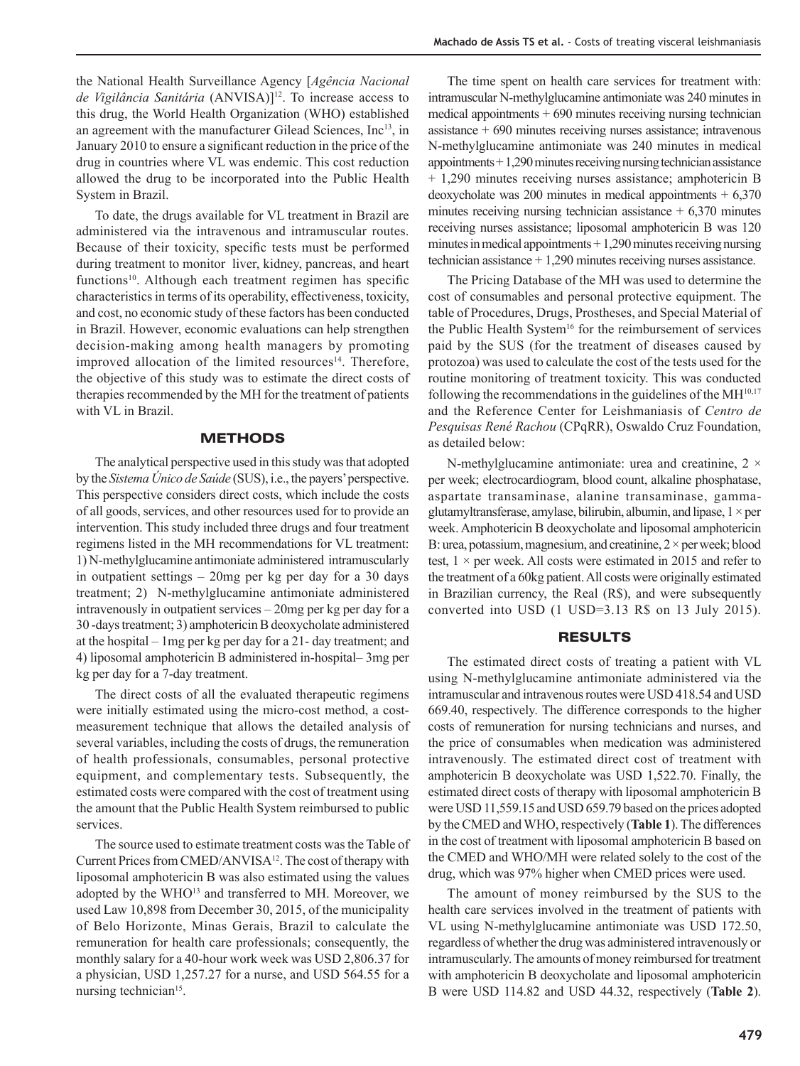the National Health Surveillance Agency [*Agência Nacional de Vigilância Sanitária* (ANVISA)][12]. To increase access to this drug, the World Health Organization (WHO) established an agreement with the manufacturer Gilead Sciences, Inc[13], in January 2010 to ensure a significant reduction in the price of the drug in countries where VL was endemic. This cost reduction allowed the drug to be incorporated into the Public Health System in Brazil.

To date, the drugs available for VL treatment in Brazil are administered via the intravenous and intramuscular routes. Because of their toxicity, specific tests must be performed during treatment to monitor liver, kidney, pancreas, and heart functions[10]. Although each treatment regimen has specific characteristics in terms of its operability, effectiveness, toxicity, and cost, no economic study of these factors has been conducted in Brazil. However, economic evaluations can help strengthen decision-making among health managers by promoting improved allocation of the limited resources[14]. Therefore, the objective of this study was to estimate the direct costs of therapies recommended by the MH for the treatment of patients with VL in Brazil.

## METHODS

The analytical perspective used in this study was that adopted by the *Sistema Único de Saúde* (SUS), i.e., the payers' perspective. This perspective considers direct costs, which include the costs of all goods, services, and other resources used for to provide an intervention. This study included three drugs and four treatment regimens listed in the MH recommendations for VL treatment: 1) N-methylglucamine antimoniate administered intramuscularly in outpatient settings – 20mg per kg per day for a 30 days treatment; 2) N-methylglucamine antimoniate administered intravenously in outpatient services – 20mg per kg per day for a 30 -days treatment; 3) amphotericin B deoxycholate administered at the hospital – 1mg per kg per day for a 21- day treatment; and 4) liposomal amphotericin B administered in-hospital– 3mg per kg per day for a 7-day treatment.

The direct costs of all the evaluated therapeutic regimens were initially estimated using the micro-cost method, a cost-measurement technique that allows the detailed analysis of several variables, including the costs of drugs, the remuneration of health professionals, consumables, personal protective equipment, and complementary tests. Subsequently, the estimated costs were compared with the cost of treatment using the amount that the Public Health System reimbursed to public services.

The source used to estimate treatment costs was the Table of Current Prices from CMED/ANVISA[12]. The cost of therapy with liposomal amphotericin B was also estimated using the values adopted by the WHO[13] and transferred to MH. Moreover, we used Law 10,898 from December 30, 2015, of the municipality of Belo Horizonte, Minas Gerais, Brazil to calculate the remuneration for health care professionals; consequently, the monthly salary for a 40-hour work week was USD 2,806.37 for a physician, USD 1,257.27 for a nurse, and USD 564.55 for a nursing technician[15].

The time spent on health care services for treatment with: intramuscular N-methylglucamine antimoniate was 240 minutes in medical appointments + 690 minutes receiving nursing technician assistance + 690 minutes receiving nurses assistance; intravenous N-methylglucamine antimoniate was 240 minutes in medical appointments + 1,290 minutes receiving nursing technician assistance + 1,290 minutes receiving nurses assistance; amphotericin B deoxycholate was 200 minutes in medical appointments + 6,370 minutes receiving nursing technician assistance + 6,370 minutes receiving nurses assistance; liposomal amphotericin B was 120 minutes in medical appointments + 1,290 minutes receiving nursing technician assistance + 1,290 minutes receiving nurses assistance.

The Pricing Database of the MH was used to determine the cost of consumables and personal protective equipment. The table of Procedures, Drugs, Prostheses, and Special Material of the Public Health System[16] for the reimbursement of services paid by the SUS (for the treatment of diseases caused by protozoa) was used to calculate the cost of the tests used for the routine monitoring of treatment toxicity. This was conducted following the recommendations in the guidelines of the MH[10,17] and the Reference Center for Leishmaniasis of *Centro de Pesquisas René Rachou* (CPqRR), Oswaldo Cruz Foundation, as detailed below:

N-methylglucamine antimoniate: urea and creatinine, 2 × per week; electrocardiogram, blood count, alkaline phosphatase, aspartate transaminase, alanine transaminase, gamma-glutamyltransferase, amylase, bilirubin, albumin, and lipase, 1 × per week. Amphotericin B deoxycholate and liposomal amphotericin B: urea, potassium, magnesium, and creatinine, 2 × per week; blood test, 1 × per week. All costs were estimated in 2015 and refer to the treatment of a 60kg patient. All costs were originally estimated in Brazilian currency, the Real (R$), and were subsequently converted into USD (1 USD=3.13 R$ on 13 July 2015).

## RESULTS

The estimated direct costs of treating a patient with VL using N-methylglucamine antimoniate administered via the intramuscular and intravenous routes were USD 418.54 and USD 669.40, respectively. The difference corresponds to the higher costs of remuneration for nursing technicians and nurses, and the price of consumables when medication was administered intravenously. The estimated direct cost of treatment with amphotericin B deoxycholate was USD 1,522.70. Finally, the estimated direct costs of therapy with liposomal amphotericin B were USD 11,559.15 and USD 659.79 based on the prices adopted by the CMED and WHO, respectively (**Table 1**). The differences in the cost of treatment with liposomal amphotericin B based on the CMED and WHO/MH were related solely to the cost of the drug, which was 97% higher when CMED prices were used.

The amount of money reimbursed by the SUS to the health care services involved in the treatment of patients with VL using N-methylglucamine antimoniate was USD 172.50, regardless of whether the drug was administered intravenously or intramuscularly. The amounts of money reimbursed for treatment with amphotericin B deoxycholate and liposomal amphotericin B were USD 114.82 and USD 44.32, respectively (**Table 2**).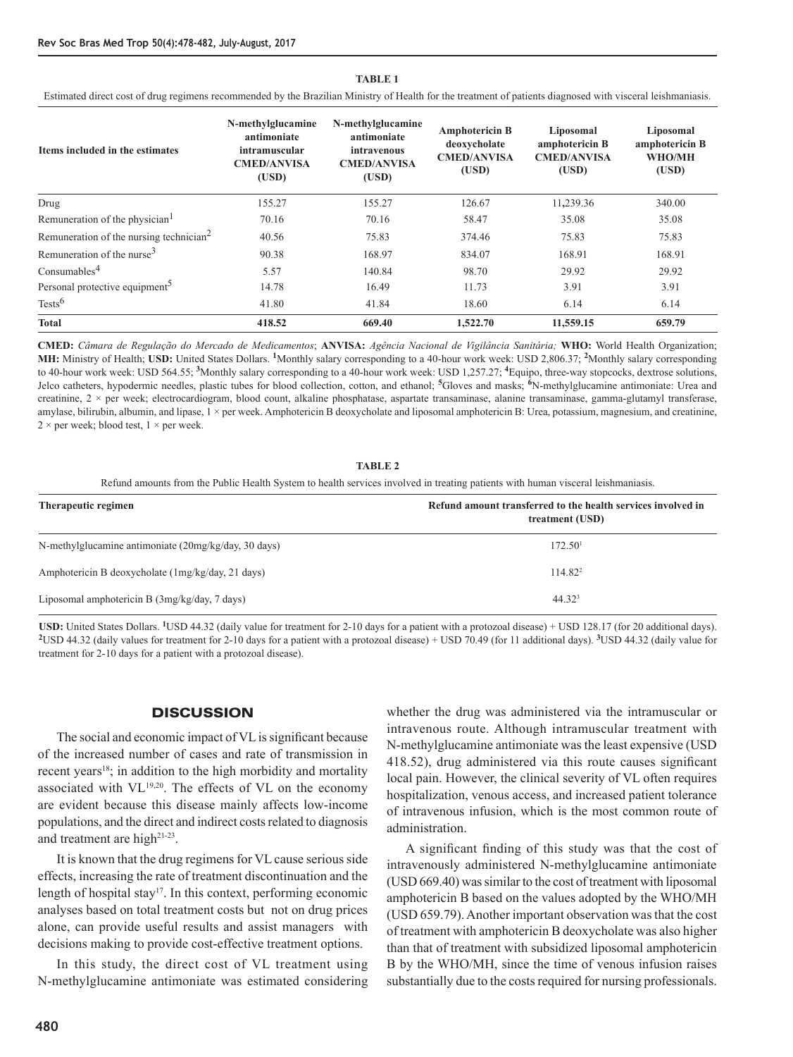**TABLE 1**

Estimated direct cost of drug regimens recommended by the Brazilian Ministry of Health for the treatment of patients diagnosed with visceral leishmaniasis.

| Items included in the estimates | N-methylglucamine antimoniate intramuscular CMED/ANVISA (USD) | N-methylglucamine antimoniate intravenous CMED/ANVISA (USD) | Amphotericin B deoxycholate CMED/ANVISA (USD) | Liposomal amphotericin B CMED/ANVISA (USD) | Liposomal amphotericin B WHO/MH (USD) |
|---|---|---|---|---|---|
| Drug | 155.27 | 155.27 | 126.67 | 11,239.36 | 340.00 |
| Remuneration of the physician[1] | 70.16 | 70.16 | 58.47 | 35.08 | 35.08 |
| Remuneration of the nursing technician[2] | 40.56 | 75.83 | 374.46 | 75.83 | 75.83 |
| Remuneration of the nurse[3] | 90.38 | 168.97 | 834.07 | 168.91 | 168.91 |
| Consumables[4] | 5.57 | 140.84 | 98.70 | 29.92 | 29.92 |
| Personal protective equipment[5] | 14.78 | 16.49 | 11.73 | 3.91 | 3.91 |
| Tests[6] | 41.80 | 41.84 | 18.60 | 6.14 | 6.14 |
| **Total** | **418.52** | **669.40** | **1,522.70** | **11,559.15** | **659.79** |

**CMED:** *Câmara de Regulação do Mercado de Medicamentos*; **ANVISA:** *Agência Nacional de Vigilância Sanitária;* **WHO:** World Health Organization; **MH:** Ministry of Health; **USD:** United States Dollars. **[1]**Monthly salary corresponding to a 40-hour work week: USD 2,806.37; **[2]**Monthly salary corresponding to 40-hour work week: USD 564.55; **[3]**Monthly salary corresponding to a 40-hour work week: USD 1,257.27; **[4]**Equipo, three-way stopcocks, dextrose solutions, Jelco catheters, hypodermic needles, plastic tubes for blood collection, cotton, and ethanol; **[5]**Gloves and masks; **[6]**N-methylglucamine antimoniate: Urea and creatinine, 2 × per week; electrocardiogram, blood count, alkaline phosphatase, aspartate transaminase, alanine transaminase, gamma-glutamyl transferase, amylase, bilirubin, albumin, and lipase, 1 × per week. Amphotericin B deoxycholate and liposomal amphotericin B: Urea, potassium, magnesium, and creatinine, 2 × per week; blood test, 1 × per week.

**TABLE 2**

Refund amounts from the Public Health System to health services involved in treating patients with human visceral leishmaniasis.

| Therapeutic regimen | Refund amount transferred to the health services involved in treatment (USD) |
|---|---|
| N-methylglucamine antimoniate (20mg/kg/day, 30 days) | 172.50[1] |
| Amphotericin B deoxycholate (1mg/kg/day, 21 days) | 114.82[2] |
| Liposomal amphotericin B (3mg/kg/day, 7 days) | 44.32[3] |

**USD:** United States Dollars. **[1]**USD 44.32 (daily value for treatment for 2-10 days for a patient with a protozoal disease) + USD 128.17 (for 20 additional days). **[2]**USD 44.32 (daily values for treatment for 2-10 days for a patient with a protozoal disease) + USD 70.49 (for 11 additional days). **[3]**USD 44.32 (daily value for treatment for 2-10 days for a patient with a protozoal disease).

## DISCUSSION

The social and economic impact of VL is significant because of the increased number of cases and rate of transmission in recent years[18]; in addition to the high morbidity and mortality associated with VL[19,20]. The effects of VL on the economy are evident because this disease mainly affects low-income populations, and the direct and indirect costs related to diagnosis and treatment are high[21-23].

It is known that the drug regimens for VL cause serious side effects, increasing the rate of treatment discontinuation and the length of hospital stay[17]. In this context, performing economic analyses based on total treatment costs but not on drug prices alone, can provide useful results and assist managers with decisions making to provide cost-effective treatment options.

In this study, the direct cost of VL treatment using N-methylglucamine antimoniate was estimated considering whether the drug was administered via the intramuscular or intravenous route. Although intramuscular treatment with N-methylglucamine antimoniate was the least expensive (USD 418.52), drug administered via this route causes significant local pain. However, the clinical severity of VL often requires hospitalization, venous access, and increased patient tolerance of intravenous infusion, which is the most common route of administration.

A significant finding of this study was that the cost of intravenously administered N-methylglucamine antimoniate (USD 669.40) was similar to the cost of treatment with liposomal amphotericin B based on the values adopted by the WHO/MH (USD 659.79). Another important observation was that the cost of treatment with amphotericin B deoxycholate was also higher than that of treatment with subsidized liposomal amphotericin B by the WHO/MH, since the time of venous infusion raises substantially due to the costs required for nursing professionals.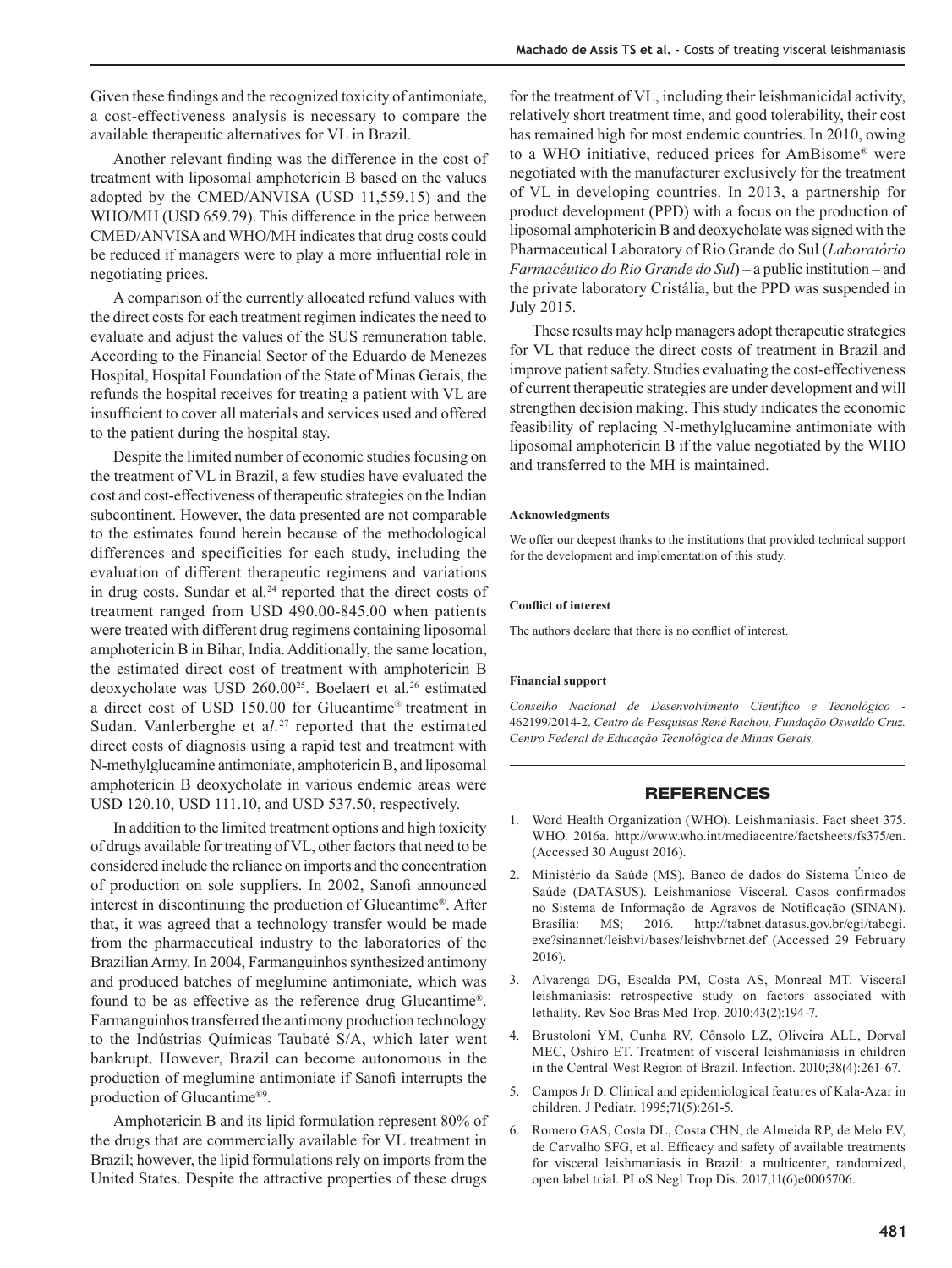Given these findings and the recognized toxicity of antimoniate, a cost-effectiveness analysis is necessary to compare the available therapeutic alternatives for VL in Brazil.

Another relevant finding was the difference in the cost of treatment with liposomal amphotericin B based on the values adopted by the CMED/ANVISA (USD 11,559.15) and the WHO/MH (USD 659.79). This difference in the price between CMED/ANVISA and WHO/MH indicates that drug costs could be reduced if managers were to play a more influential role in negotiating prices.

A comparison of the currently allocated refund values with the direct costs for each treatment regimen indicates the need to evaluate and adjust the values of the SUS remuneration table. According to the Financial Sector of the Eduardo de Menezes Hospital, Hospital Foundation of the State of Minas Gerais, the refunds the hospital receives for treating a patient with VL are insufficient to cover all materials and services used and offered to the patient during the hospital stay.

Despite the limited number of economic studies focusing on the treatment of VL in Brazil, a few studies have evaluated the cost and cost-effectiveness of therapeutic strategies on the Indian subcontinent. However, the data presented are not comparable to the estimates found herein because of the methodological differences and specificities for each study, including the evaluation of different therapeutic regimens and variations in drug costs. Sundar et al.[24] reported that the direct costs of treatment ranged from USD 490.00-845.00 when patients were treated with different drug regimens containing liposomal amphotericin B in Bihar, India. Additionally, the same location, the estimated direct cost of treatment with amphotericin B deoxycholate was USD 260.00[25]. Boelaert et al.[26] estimated a direct cost of USD 150.00 for Glucantime® treatment in Sudan. Vanlerberghe et a*l.*[27] reported that the estimated direct costs of diagnosis using a rapid test and treatment with N-methylglucamine antimoniate, amphotericin B, and liposomal amphotericin B deoxycholate in various endemic areas were USD 120.10, USD 111.10, and USD 537.50, respectively.

In addition to the limited treatment options and high toxicity of drugs available for treating of VL, other factors that need to be considered include the reliance on imports and the concentration of production on sole suppliers. In 2002, Sanofi announced interest in discontinuing the production of Glucantime®. After that, it was agreed that a technology transfer would be made from the pharmaceutical industry to the laboratories of the Brazilian Army. In 2004, Farmanguinhos synthesized antimony and produced batches of meglumine antimoniate, which was found to be as effective as the reference drug Glucantime®. Farmanguinhos transferred the antimony production technology to the Indústrias Químicas Taubaté S/A, which later went bankrupt. However, Brazil can become autonomous in the production of meglumine antimoniate if Sanofi interrupts the production of Glucantime®[9].

Amphotericin B and its lipid formulation represent 80% of the drugs that are commercially available for VL treatment in Brazil; however, the lipid formulations rely on imports from the United States. Despite the attractive properties of these drugs for the treatment of VL, including their leishmanicidal activity, relatively short treatment time, and good tolerability, their cost has remained high for most endemic countries. In 2010, owing to a WHO initiative, reduced prices for AmBisome® were negotiated with the manufacturer exclusively for the treatment of VL in developing countries. In 2013, a partnership for product development (PPD) with a focus on the production of liposomal amphotericin B and deoxycholate was signed with the Pharmaceutical Laboratory of Rio Grande do Sul (*Laboratório Farmacêutico do Rio Grande do Sul*) – a public institution – and the private laboratory Cristália, but the PPD was suspended in July 2015.

These results may help managers adopt therapeutic strategies for VL that reduce the direct costs of treatment in Brazil and improve patient safety. Studies evaluating the cost-effectiveness of current therapeutic strategies are under development and will strengthen decision making. This study indicates the economic feasibility of replacing N-methylglucamine antimoniate with liposomal amphotericin B if the value negotiated by the WHO and transferred to the MH is maintained.

#### Acknowledgments

We offer our deepest thanks to the institutions that provided technical support for the development and implementation of this study.

#### Conflict of interest

The authors declare that there is no conflict of interest.

#### Financial support

*Conselho Nacional de Desenvolvimento Científico e Tecnológico* - 462199/2014-2. *Centro de Pesquisas René Rachou, Fundação Oswaldo Cruz. Centro Federal de Educação Tecnológica de Minas Gerais.*

## REFERENCES

1. Word Health Organization (WHO). Leishmaniases. Fact sheet 375. WHO. 2016a. http://www.who.int/mediacentre/factsheets/fs375/en. (Accessed 30 August 2016).
2. Ministério da Saúde (MS). Banco de dados do Sistema Único de Saúde (DATASUS). Leishmaniose Visceral. Casos confirmados no Sistema de Informação de Agravos de Notificação (SINAN). Brasília: MS; 2016. http://tabnet.datasus.gov.br/cgi/tabcgi.exe?sinannet/leishvi/bases/leishvbrnet.def (Accessed 29 February 2016).
3. Alvarenga DG, Escalda PM, Costa AS, Monreal MT. Visceral leishmaniasis: retrospective study on factors associated with lethality. Rev Soc Bras Med Trop. 2010;43(2):194-7.
4. Brustoloni YM, Cunha RV, Cônsolo LZ, Oliveira ALL, Dorval MEC, Oshiro ET. Treatment of visceral leishmaniasis in children in the Central-West Region of Brazil. Infection. 2010;38(4):261-67.
5. Campos Jr D. Clinical and epidemiological features of Kala-Azar in children. J Pediatr. 1995;71(5):261-5.
6. Romero GAS, Costa DL, Costa CHN, de Almeida RP, de Melo EV, de Carvalho SFG, et al. Efficacy and safety of available treatments for visceral leishmaniasis in Brazil: a multicenter, randomized, open label trial. PLoS Negl Trop Dis. 2017;11(6)e0005706.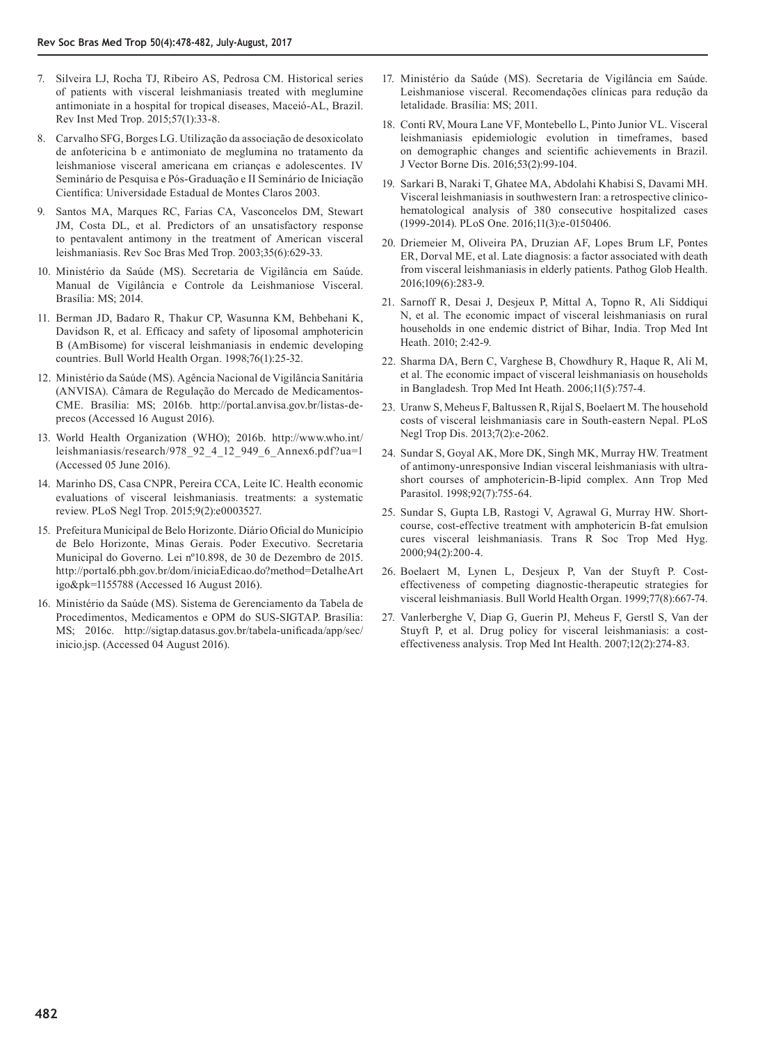7. Silveira LJ, Rocha TJ, Ribeiro AS, Pedrosa CM. Historical series of patients with visceral leishmaniasis treated with meglumine antimoniate in a hospital for tropical diseases, Maceió-AL, Brazil. Rev Inst Med Trop. 2015;57(1):33-8.

8. Carvalho SFG, Borges LG. Utilização da associação de desoxicolato de anfotericina b e antimoniato de meglumina no tratamento da leishmaniose visceral americana em crianças e adolescentes. IV Seminário de Pesquisa e Pós-Graduação e II Seminário de Iniciação Científica: Universidade Estadual de Montes Claros 2003.

9. Santos MA, Marques RC, Farias CA, Vasconcelos DM, Stewart JM, Costa DL, et al. Predictors of an unsatisfactory response to pentavalent antimony in the treatment of American visceral leishmaniasis. Rev Soc Bras Med Trop. 2003;35(6):629-33.

10. Ministério da Saúde (MS). Secretaria de Vigilância em Saúde. Manual de Vigilância e Controle da Leishmaniose Visceral. Brasília: MS; 2014.

11. Berman JD, Badaro R, Thakur CP, Wasunna KM, Behbehani K, Davidson R, et al. Efficacy and safety of liposomal amphotericin B (AmBisome) for visceral leishmaniasis in endemic developing countries. Bull World Health Organ. 1998;76(1):25-32.

12. Ministério da Saúde (MS). Agência Nacional de Vigilância Sanitária (ANVISA). Câmara de Regulação do Mercado de Medicamentos-CME. Brasília: MS; 2016b. http://portal.anvisa.gov.br/listas-de-precos (Accessed 16 August 2016).

13. World Health Organization (WHO); 2016b. http://www.who.int/leishmaniasis/research/978_92_4_12_949_6_Annex6.pdf?ua=1 (Accessed 05 June 2016).

14. Marinho DS, Casa CNPR, Pereira CCA, Leite IC. Health economic evaluations of visceral leishmaniasis. treatments: a systematic review. PLoS Negl Trop. 2015;9(2):e0003527.

15. Prefeitura Municipal de Belo Horizonte. Diário Oficial do Município de Belo Horizonte, Minas Gerais. Poder Executivo. Secretaria Municipal do Governo. Lei nº10.898, de 30 de Dezembro de 2015. http://portal6.pbh.gov.br/dom/iniciaEdicao.do?method=DetalheArtigo&pk=1155788 (Accessed 16 August 2016).

16. Ministério da Saúde (MS). Sistema de Gerenciamento da Tabela de Procedimentos, Medicamentos e OPM do SUS-SIGTAP. Brasília: MS; 2016c. http://sigtap.datasus.gov.br/tabela-unificada/app/sec/inicio.jsp. (Accessed 04 August 2016).

17. Ministério da Saúde (MS). Secretaria de Vigilância em Saúde. Leishmaniose visceral. Recomendações clínicas para redução da letalidade. Brasília: MS; 2011.

18. Conti RV, Moura Lane VF, Montebello L, Pinto Junior VL. Visceral leishmaniasis epidemiologic evolution in timeframes, based on demographic changes and scientific achievements in Brazil. J Vector Borne Dis. 2016;53(2):99-104.

19. Sarkari B, Naraki T, Ghatee MA, Abdolahi Khabisi S, Davami MH. Visceral leishmaniasis in southwestern Iran: a retrospective clinico-hematological analysis of 380 consecutive hospitalized cases (1999-2014). PLoS One. 2016;11(3):e-0150406.

20. Driemeier M, Oliveira PA, Druzian AF, Lopes Brum LF, Pontes ER, Dorval ME, et al. Late diagnosis: a factor associated with death from visceral leishmaniasis in elderly patients. Pathog Glob Health. 2016;109(6):283-9.

21. Sarnoff R, Desai J, Desjeux P, Mittal A, Topno R, Ali Siddiqui N, et al. The economic impact of visceral leishmaniasis on rural households in one endemic district of Bihar, India. Trop Med Int Heath. 2010; 2:42-9.

22. Sharma DA, Bern C, Varghese B, Chowdhury R, Haque R, Ali M, et al. The economic impact of visceral leishmaniasis on households in Bangladesh. Trop Med Int Heath. 2006;11(5):757-4.

23. Uranw S, Meheus F, Baltussen R, Rijal S, Boelaert M. The household costs of visceral leishmaniasis care in South-eastern Nepal. PLoS Negl Trop Dis. 2013;7(2):e-2062.

24. Sundar S, Goyal AK, More DK, Singh MK, Murray HW. Treatment of antimony-unresponsive Indian visceral leishmaniasis with ultra-short courses of amphotericin-B-lipid complex. Ann Trop Med Parasitol. 1998;92(7):755-64.

25. Sundar S, Gupta LB, Rastogi V, Agrawal G, Murray HW. Short-course, cost-effective treatment with amphotericin B-fat emulsion cures visceral leishmaniasis. Trans R Soc Trop Med Hyg. 2000;94(2):200-4.

26. Boelaert M, Lynen L, Desjeux P, Van der Stuyft P. Cost-effectiveness of competing diagnostic-therapeutic strategies for visceral leishmaniasis. Bull World Health Organ. 1999;77(8):667-74.

27. Vanlerberghe V, Diap G, Guerin PJ, Meheus F, Gerstl S, Van der Stuyft P, et al. Drug policy for visceral leishmaniasis: a cost-effectiveness analysis. Trop Med Int Health. 2007;12(2):274-83.